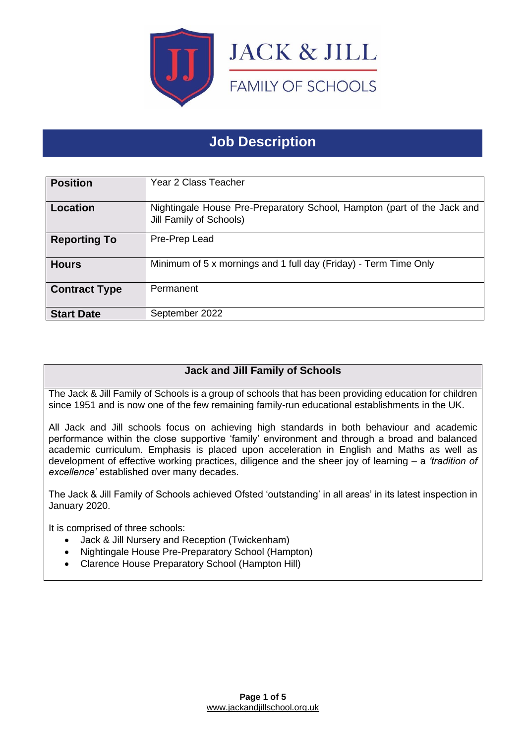JACK & JILL

FAMILY OF SCHOOLS

# Job Description

| **Position** | Year 2 Class Teacher |
|---|---|
| **Location** | Nightingale House Pre-Preparatory School, Hampton (part of the Jack and Jill Family of Schools) |
| **Reporting To** | Pre-Prep Lead |
| **Hours** | Minimum of 5 x mornings and 1 full day (Friday) - Term Time Only |
| **Contract Type** | Permanent |
| **Start Date** | September 2022 |

## Jack and Jill Family of Schools

The Jack & Jill Family of Schools is a group of schools that has been providing education for children since 1951 and is now one of the few remaining family-run educational establishments in the UK.

All Jack and Jill schools focus on achieving high standards in both behaviour and academic performance within the close supportive 'family' environment and through a broad and balanced academic curriculum. Emphasis is placed upon acceleration in English and Maths as well as development of effective working practices, diligence and the sheer joy of learning – a *'tradition of excellence'* established over many decades.

The Jack & Jill Family of Schools achieved Ofsted 'outstanding' in all areas' in its latest inspection in January 2020.

It is comprised of three schools:

- Jack & Jill Nursery and Reception (Twickenham)
- Nightingale House Pre-Preparatory School (Hampton)
- Clarence House Preparatory School (Hampton Hill)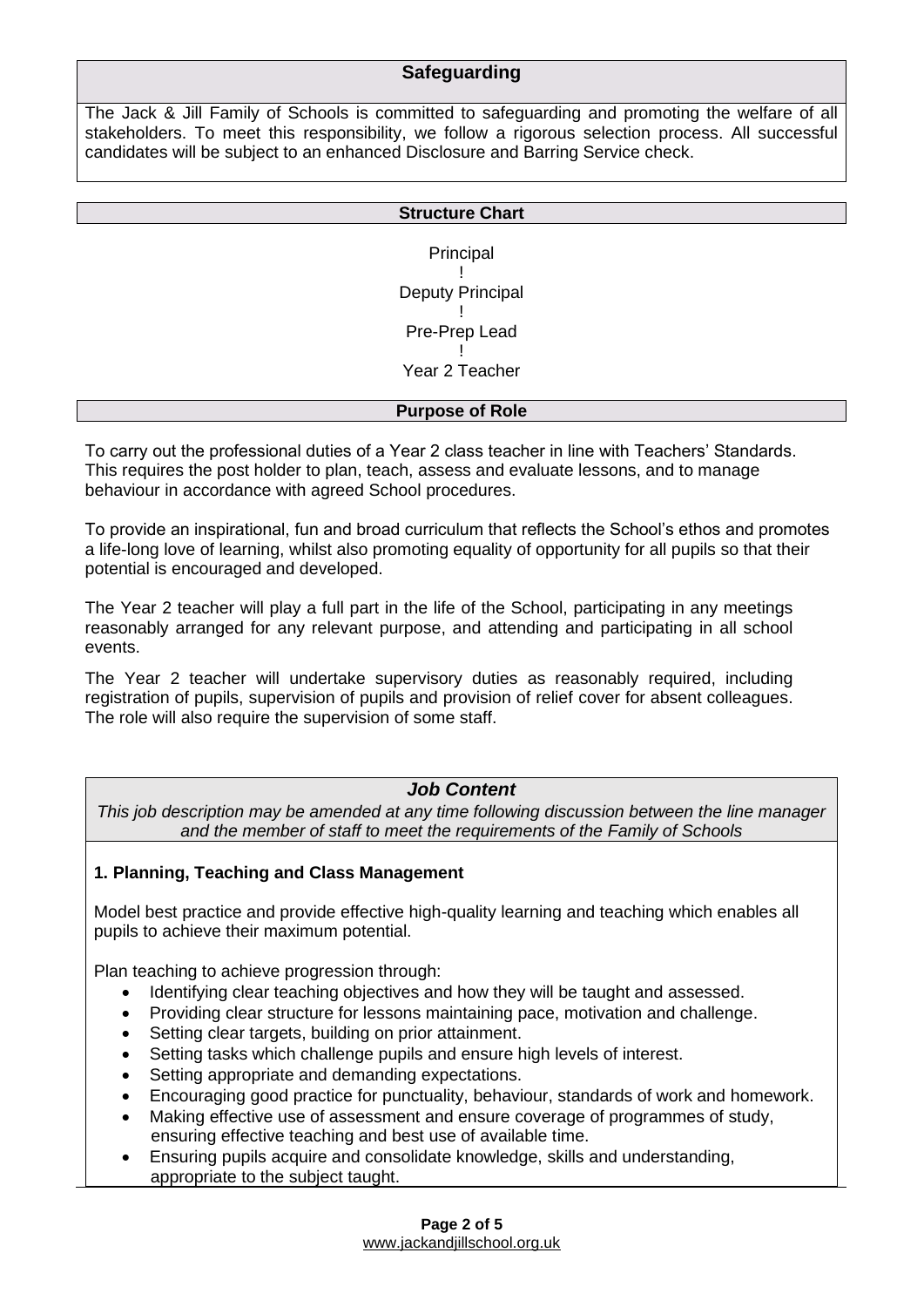## Safeguarding

The Jack & Jill Family of Schools is committed to safeguarding and promoting the welfare of all stakeholders. To meet this responsibility, we follow a rigorous selection process. All successful candidates will be subject to an enhanced Disclosure and Barring Service check.

## Structure Chart

Principal
!
Deputy Principal
!
Pre-Prep Lead
!
Year 2 Teacher

## Purpose of Role

To carry out the professional duties of a Year 2 class teacher in line with Teachers' Standards. This requires the post holder to plan, teach, assess and evaluate lessons, and to manage behaviour in accordance with agreed School procedures.

To provide an inspirational, fun and broad curriculum that reflects the School's ethos and promotes a life-long love of learning, whilst also promoting equality of opportunity for all pupils so that their potential is encouraged and developed.

The Year 2 teacher will play a full part in the life of the School, participating in any meetings reasonably arranged for any relevant purpose, and attending and participating in all school events.

The Year 2 teacher will undertake supervisory duties as reasonably required, including registration of pupils, supervision of pupils and provision of relief cover for absent colleagues. The role will also require the supervision of some staff.

## *Job Content*

*This job description may be amended at any time following discussion between the line manager and the member of staff to meet the requirements of the Family of Schools*

### 1. Planning, Teaching and Class Management

Model best practice and provide effective high-quality learning and teaching which enables all pupils to achieve their maximum potential.

Plan teaching to achieve progression through:

- Identifying clear teaching objectives and how they will be taught and assessed.
- Providing clear structure for lessons maintaining pace, motivation and challenge.
- Setting clear targets, building on prior attainment.
- Setting tasks which challenge pupils and ensure high levels of interest.
- Setting appropriate and demanding expectations.
- Encouraging good practice for punctuality, behaviour, standards of work and homework.
- Making effective use of assessment and ensure coverage of programmes of study, ensuring effective teaching and best use of available time.
- Ensuring pupils acquire and consolidate knowledge, skills and understanding, appropriate to the subject taught.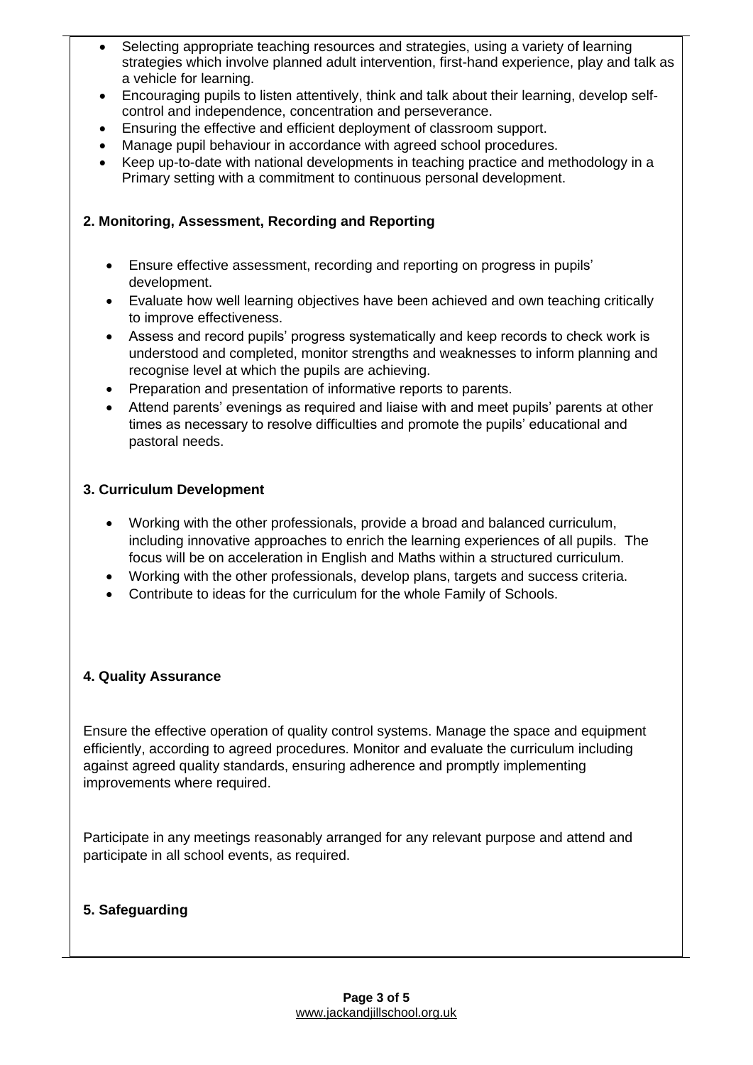- Selecting appropriate teaching resources and strategies, using a variety of learning strategies which involve planned adult intervention, first-hand experience, play and talk as a vehicle for learning.
- Encouraging pupils to listen attentively, think and talk about their learning, develop self-control and independence, concentration and perseverance.
- Ensuring the effective and efficient deployment of classroom support.
- Manage pupil behaviour in accordance with agreed school procedures.
- Keep up-to-date with national developments in teaching practice and methodology in a Primary setting with a commitment to continuous personal development.

**2. Monitoring, Assessment, Recording and Reporting**

- Ensure effective assessment, recording and reporting on progress in pupils' development.
- Evaluate how well learning objectives have been achieved and own teaching critically to improve effectiveness.
- Assess and record pupils' progress systematically and keep records to check work is understood and completed, monitor strengths and weaknesses to inform planning and recognise level at which the pupils are achieving.
- Preparation and presentation of informative reports to parents.
- Attend parents' evenings as required and liaise with and meet pupils' parents at other times as necessary to resolve difficulties and promote the pupils' educational and pastoral needs.

**3. Curriculum Development**

- Working with the other professionals, provide a broad and balanced curriculum, including innovative approaches to enrich the learning experiences of all pupils. The focus will be on acceleration in English and Maths within a structured curriculum.
- Working with the other professionals, develop plans, targets and success criteria.
- Contribute to ideas for the curriculum for the whole Family of Schools.

**4. Quality Assurance**

Ensure the effective operation of quality control systems. Manage the space and equipment efficiently, according to agreed procedures. Monitor and evaluate the curriculum including against agreed quality standards, ensuring adherence and promptly implementing improvements where required.

Participate in any meetings reasonably arranged for any relevant purpose and attend and participate in all school events, as required.

**5. Safeguarding**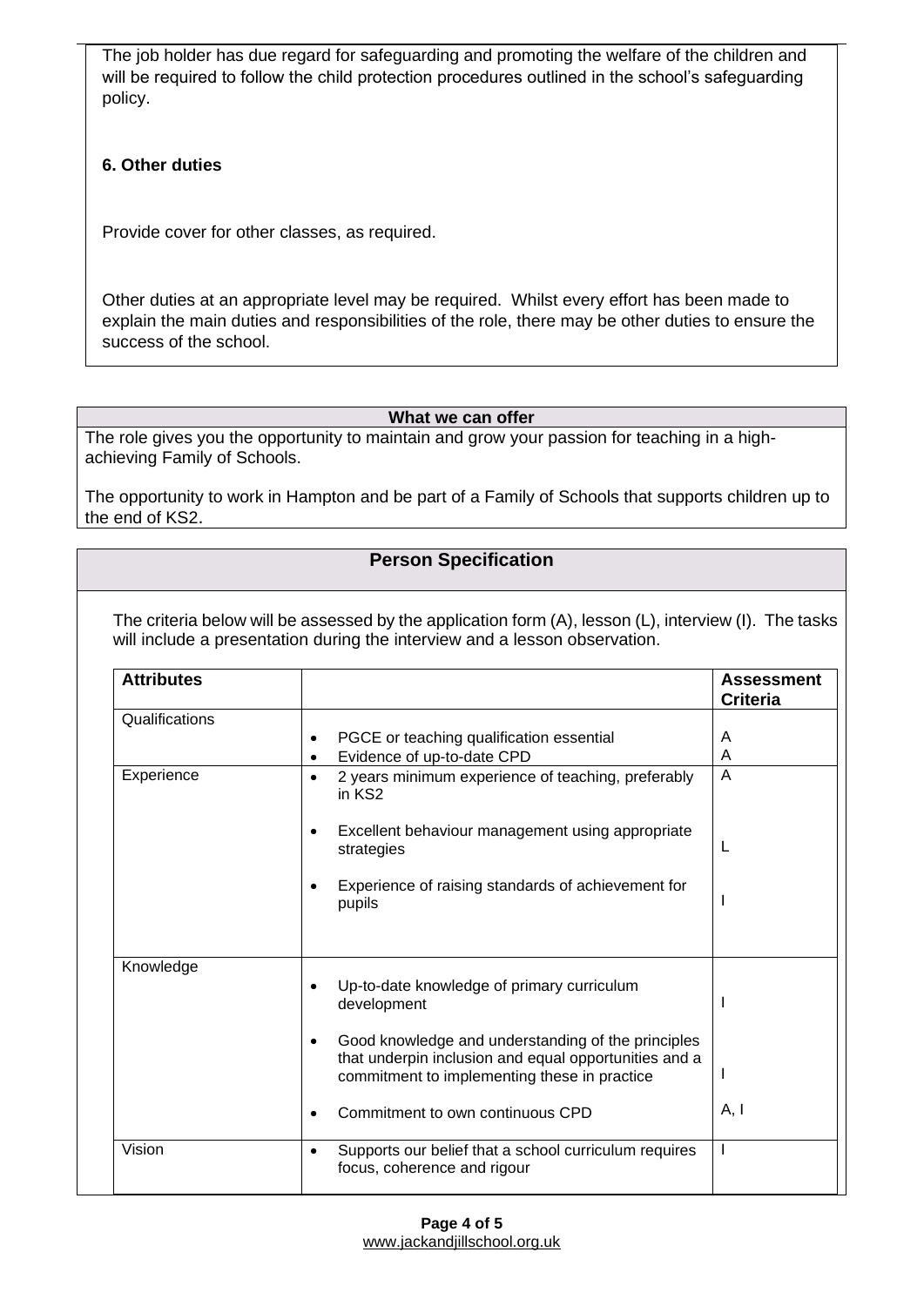The job holder has due regard for safeguarding and promoting the welfare of the children and will be required to follow the child protection procedures outlined in the school's safeguarding policy.

### 6. Other duties

Provide cover for other classes, as required.

Other duties at an appropriate level may be required. Whilst every effort has been made to explain the main duties and responsibilities of the role, there may be other duties to ensure the success of the school.

## What we can offer

The role gives you the opportunity to maintain and grow your passion for teaching in a high-achieving Family of Schools.

The opportunity to work in Hampton and be part of a Family of Schools that supports children up to the end of KS2.

## Person Specification

The criteria below will be assessed by the application form (A), lesson (L), interview (I). The tasks will include a presentation during the interview and a lesson observation.

| Attributes | | Assessment Criteria |
|---|---|---|
| Qualifications | • PGCE or teaching qualification essential<br>• Evidence of up-to-date CPD | A<br>A |
| Experience | • 2 years minimum experience of teaching, preferably in KS2<br>• Excellent behaviour management using appropriate strategies<br>• Experience of raising standards of achievement for pupils | A<br>L<br>I |
| Knowledge | • Up-to-date knowledge of primary curriculum development<br>• Good knowledge and understanding of the principles that underpin inclusion and equal opportunities and a commitment to implementing these in practice<br>• Commitment to own continuous CPD | I<br>I<br>A, I |
| Vision | • Supports our belief that a school curriculum requires focus, coherence and rigour | I |

www.jackandjillschool.org.uk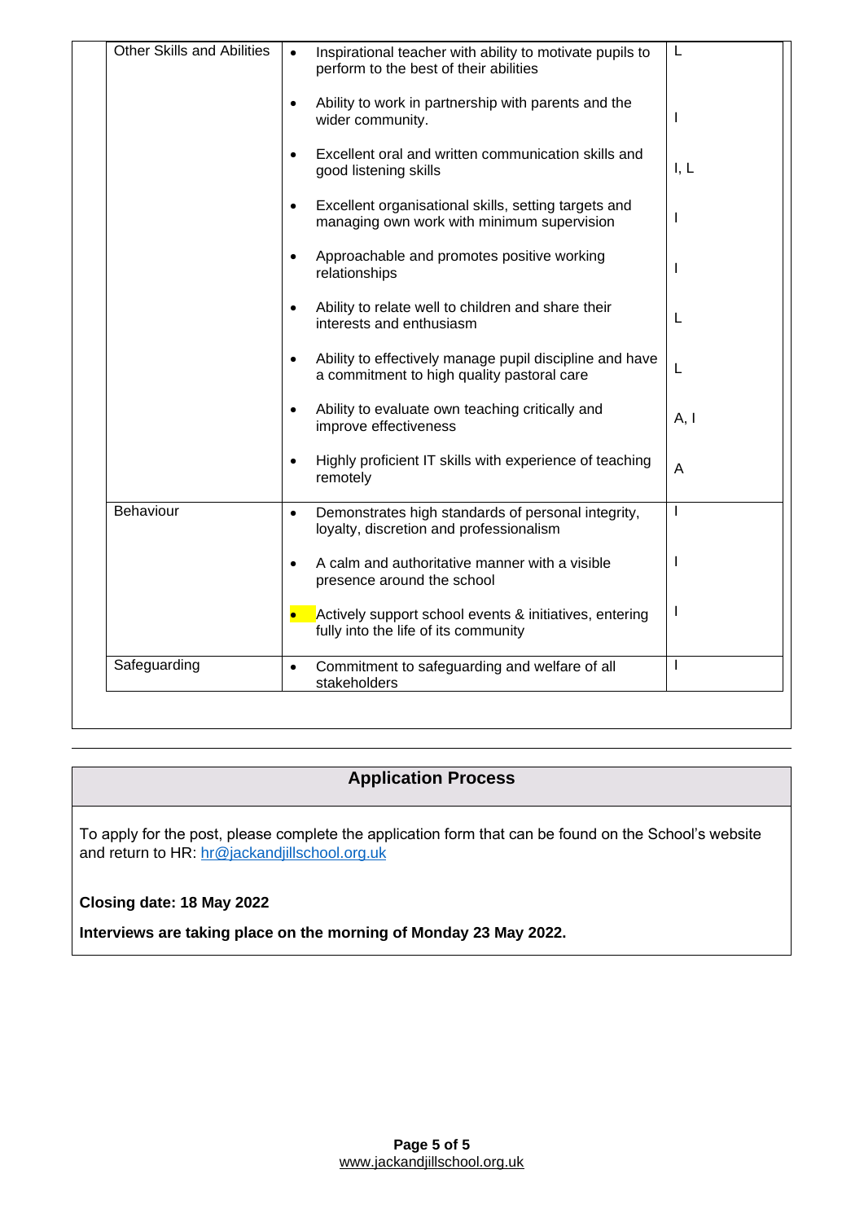| | | |
|---|---|---|
| Other Skills and Abilities | • Inspirational teacher with ability to motivate pupils to perform to the best of their abilities<br>• Ability to work in partnership with parents and the wider community.<br>• Excellent oral and written communication skills and good listening skills<br>• Excellent organisational skills, setting targets and managing own work with minimum supervision<br>• Approachable and promotes positive working relationships<br>• Ability to relate well to children and share their interests and enthusiasm<br>• Ability to effectively manage pupil discipline and have a commitment to high quality pastoral care<br>• Ability to evaluate own teaching critically and improve effectiveness<br>• Highly proficient IT skills with experience of teaching remotely | L<br>I<br>I, L<br>I<br>I<br>L<br>L<br>A, I<br>A |
| Behaviour | • Demonstrates high standards of personal integrity, loyalty, discretion and professionalism<br>• A calm and authoritative manner with a visible presence around the school<br>• Actively support school events & initiatives, entering fully into the life of its community | I<br>I<br>I |
| Safeguarding | • Commitment to safeguarding and welfare of all stakeholders | I |

## Application Process

To apply for the post, please complete the application form that can be found on the School's website and return to HR: hr@jackandjillschool.org.uk

**Closing date: 18 May 2022**

**Interviews are taking place on the morning of Monday 23 May 2022.**